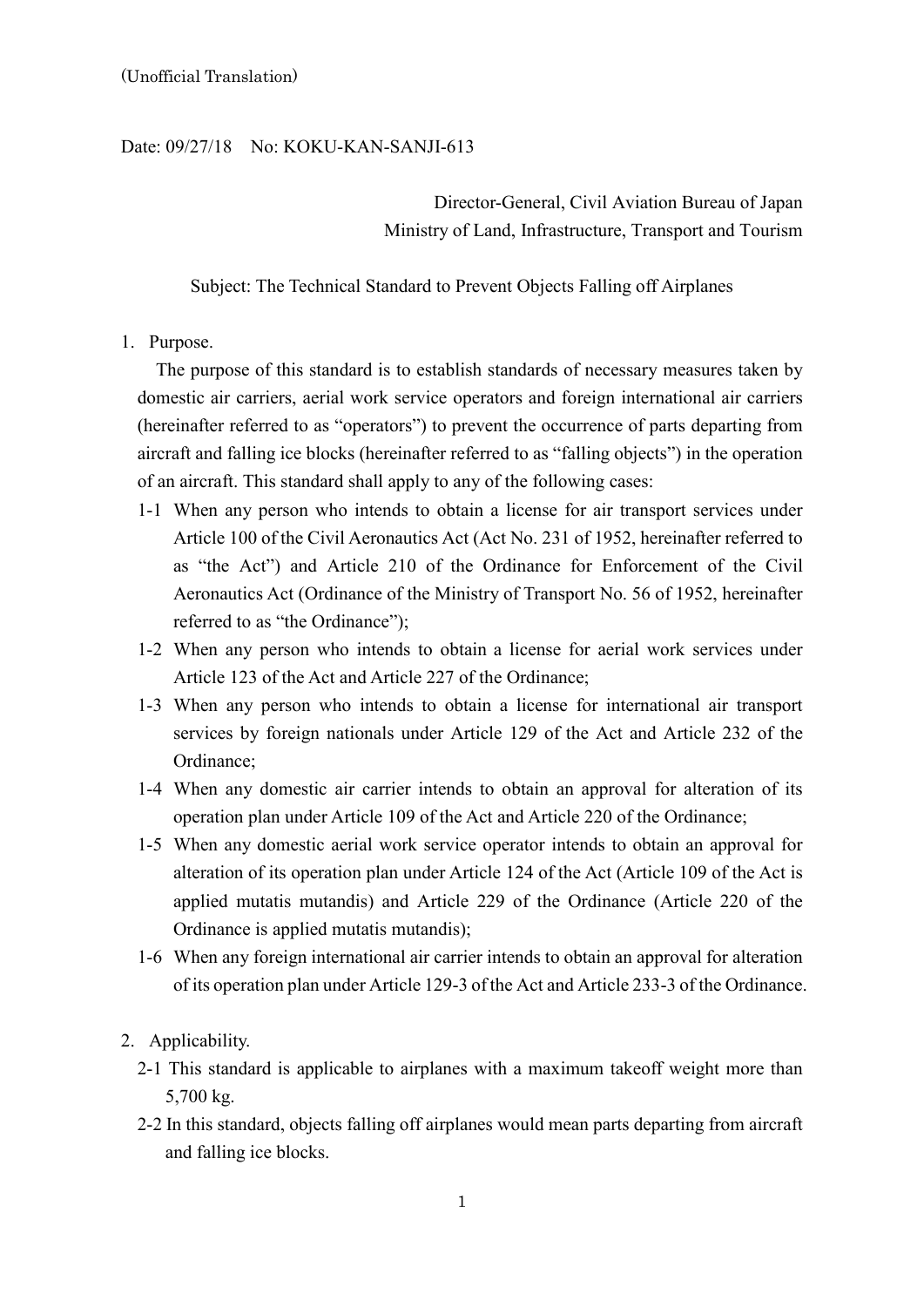(Unofficial Translation)

Date: 09/27/18　No: KOKU-KAN-SANJI-613

Director-General, Civil Aviation Bureau of Japan
Ministry of Land, Infrastructure, Transport and Tourism

Subject: The Technical Standard to Prevent Objects Falling off Airplanes

1. Purpose.

   The purpose of this standard is to establish standards of necessary measures taken by domestic air carriers, aerial work service operators and foreign international air carriers (hereinafter referred to as "operators") to prevent the occurrence of parts departing from aircraft and falling ice blocks (hereinafter referred to as "falling objects") in the operation of an aircraft. This standard shall apply to any of the following cases:

   1-1 When any person who intends to obtain a license for air transport services under Article 100 of the Civil Aeronautics Act (Act No. 231 of 1952, hereinafter referred to as "the Act") and Article 210 of the Ordinance for Enforcement of the Civil Aeronautics Act (Ordinance of the Ministry of Transport No. 56 of 1952, hereinafter referred to as "the Ordinance");

   1-2 When any person who intends to obtain a license for aerial work services under Article 123 of the Act and Article 227 of the Ordinance;

   1-3 When any person who intends to obtain a license for international air transport services by foreign nationals under Article 129 of the Act and Article 232 of the Ordinance;

   1-4 When any domestic air carrier intends to obtain an approval for alteration of its operation plan under Article 109 of the Act and Article 220 of the Ordinance;

   1-5 When any domestic aerial work service operator intends to obtain an approval for alteration of its operation plan under Article 124 of the Act (Article 109 of the Act is applied mutatis mutandis) and Article 229 of the Ordinance (Article 220 of the Ordinance is applied mutatis mutandis);

   1-6 When any foreign international air carrier intends to obtain an approval for alteration of its operation plan under Article 129-3 of the Act and Article 233-3 of the Ordinance.

2. Applicability.

   2-1 This standard is applicable to airplanes with a maximum takeoff weight more than 5,700 kg.

   2-2 In this standard, objects falling off airplanes would mean parts departing from aircraft and falling ice blocks.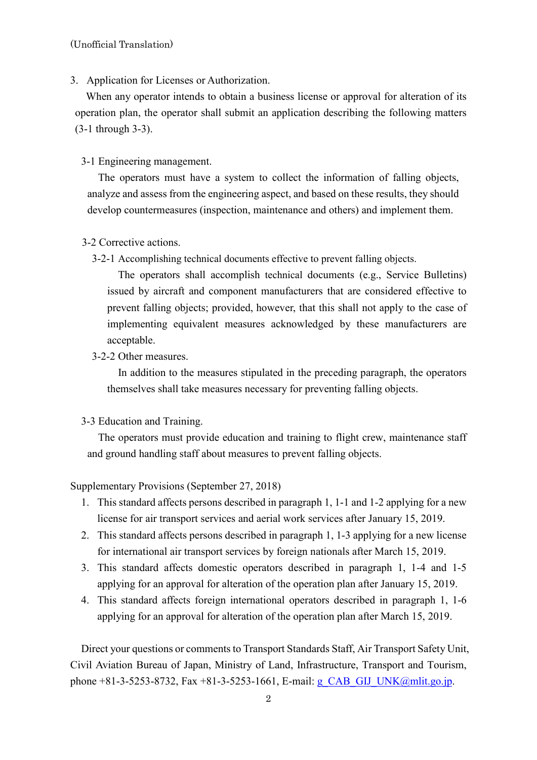(Unofficial Translation)

## 3. Application for Licenses or Authorization.

When any operator intends to obtain a business license or approval for alteration of its operation plan, the operator shall submit an application describing the following matters (3-1 through 3-3).

### 3-1 Engineering management.

The operators must have a system to collect the information of falling objects, analyze and assess from the engineering aspect, and based on these results, they should develop countermeasures (inspection, maintenance and others) and implement them.

### 3-2 Corrective actions.

#### 3-2-1 Accomplishing technical documents effective to prevent falling objects.

The operators shall accomplish technical documents (e.g., Service Bulletins) issued by aircraft and component manufacturers that are considered effective to prevent falling objects; provided, however, that this shall not apply to the case of implementing equivalent measures acknowledged by these manufacturers are acceptable.

#### 3-2-2 Other measures.

In addition to the measures stipulated in the preceding paragraph, the operators themselves shall take measures necessary for preventing falling objects.

### 3-3 Education and Training.

The operators must provide education and training to flight crew, maintenance staff and ground handling staff about measures to prevent falling objects.

## Supplementary Provisions (September 27, 2018)

1. This standard affects persons described in paragraph 1, 1-1 and 1-2 applying for a new license for air transport services and aerial work services after January 15, 2019.
2. This standard affects persons described in paragraph 1, 1-3 applying for a new license for international air transport services by foreign nationals after March 15, 2019.
3. This standard affects domestic operators described in paragraph 1, 1-4 and 1-5 applying for an approval for alteration of the operation plan after January 15, 2019.
4. This standard affects foreign international operators described in paragraph 1, 1-6 applying for an approval for alteration of the operation plan after March 15, 2019.

Direct your questions or comments to Transport Standards Staff, Air Transport Safety Unit, Civil Aviation Bureau of Japan, Ministry of Land, Infrastructure, Transport and Tourism, phone +81-3-5253-8732, Fax +81-3-5253-1661, E-mail: g_CAB_GIJ_UNK@mlit.go.jp.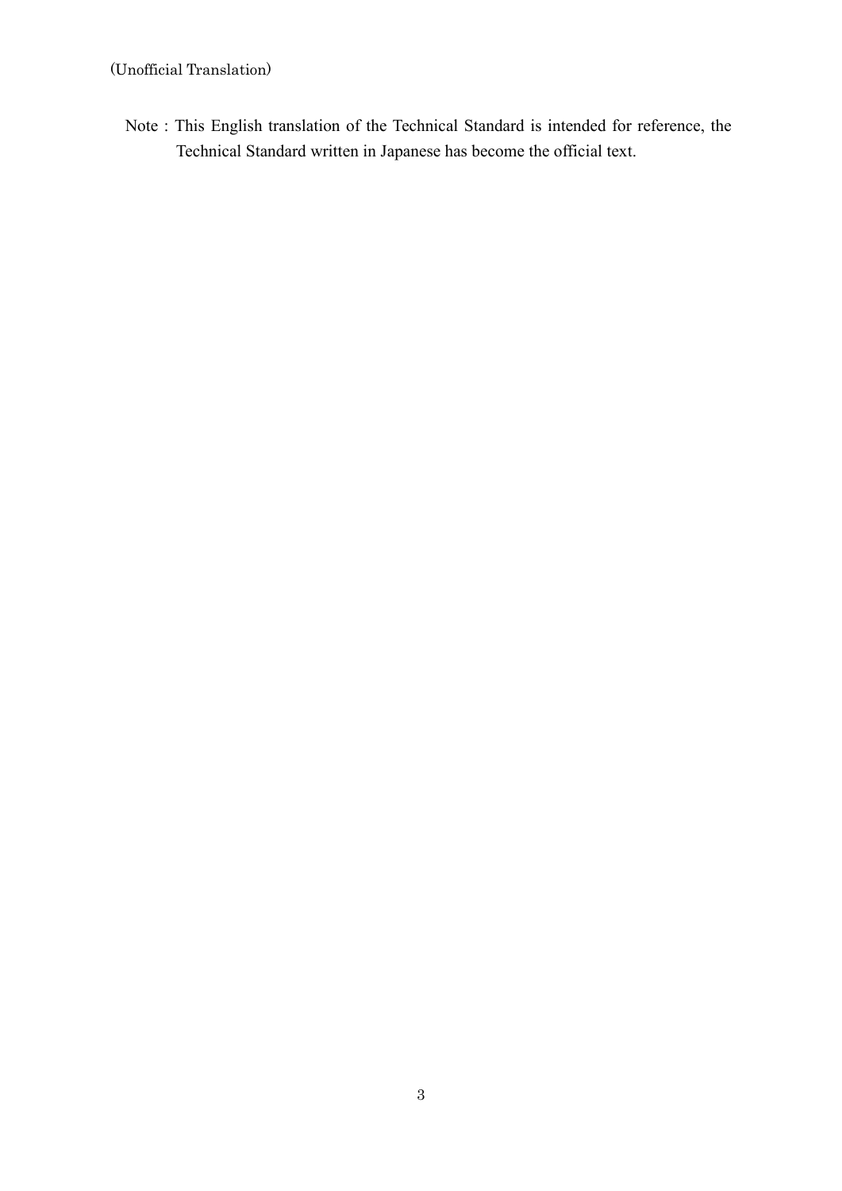(Unofficial Translation)

Note : This English translation of the Technical Standard is intended for reference, the Technical Standard written in Japanese has become the official text.